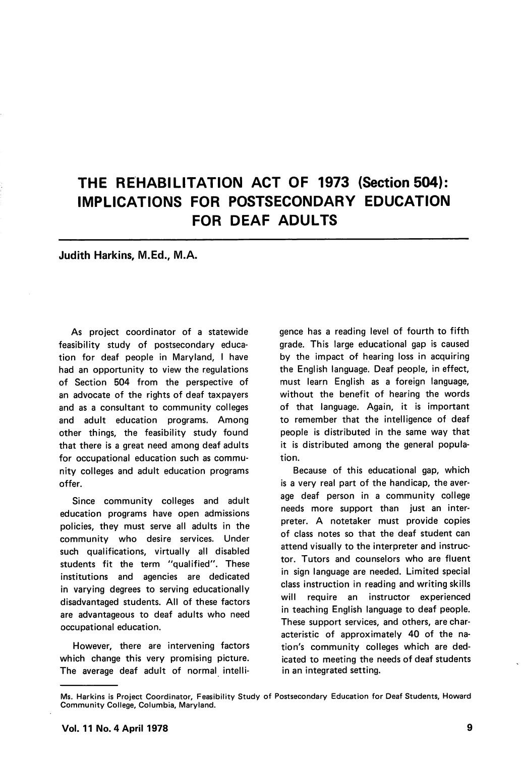# THE REHABILITATION ACT OF 1973 (Section 504): IMPLICATIONS FOR POSTSECONDARY EDUCATION FOR DEAF ADULTS

**Judith Harkins, M.Ed., M.A.**

As project coordinator of a statewide feasibility study of postsecondary education for deaf people in Maryland, I have had an opportunity to view the regulations of Section 504 from the perspective of an advocate of the rights of deaf taxpayers and as a consultant to community colleges and adult education programs. Among other things, the feasibility study found that there is a great need among deaf adults for occupational education such as community colleges and adult education programs offer.

Since community colleges and adult education programs have open admissions policies, they must serve all adults in the community who desire services. Under such qualifications, virtually all disabled students fit the term "qualified". These institutions and agencies are dedicated in varying degrees to serving educationally disadvantaged students. All of these factors are advantageous to deaf adults who need occupational education.

However, there are intervening factors which change this very promising picture. The average deaf adult of normal intelligence has a reading level of fourth to fifth grade. This large educational gap is caused by the impact of hearing loss in acquiring the English language. Deaf people, in effect, must learn English as a foreign language, without the benefit of hearing the words of that language. Again, it is important to remember that the intelligence of deaf people is distributed in the same way that it is distributed among the general population.

Because of this educational gap, which is a very real part of the handicap, the average deaf person in a community college needs more support than just an interpreter. A notetaker must provide copies of class notes so that the deaf student can attend visually to the interpreter and instructor. Tutors and counselors who are fluent in sign language are needed. Limited special class instruction in reading and writing skills will require an instructor experienced in teaching English language to deaf people. These support services, and others, are characteristic of approximately 40 of the nation's community colleges which are dedicated to meeting the needs of deaf students in an integrated setting.

---

Ms. Harkins is Project Coordinator, Feasibility Study of Postsecondary Education for Deaf Students, Howard Community College, Columbia, Maryland.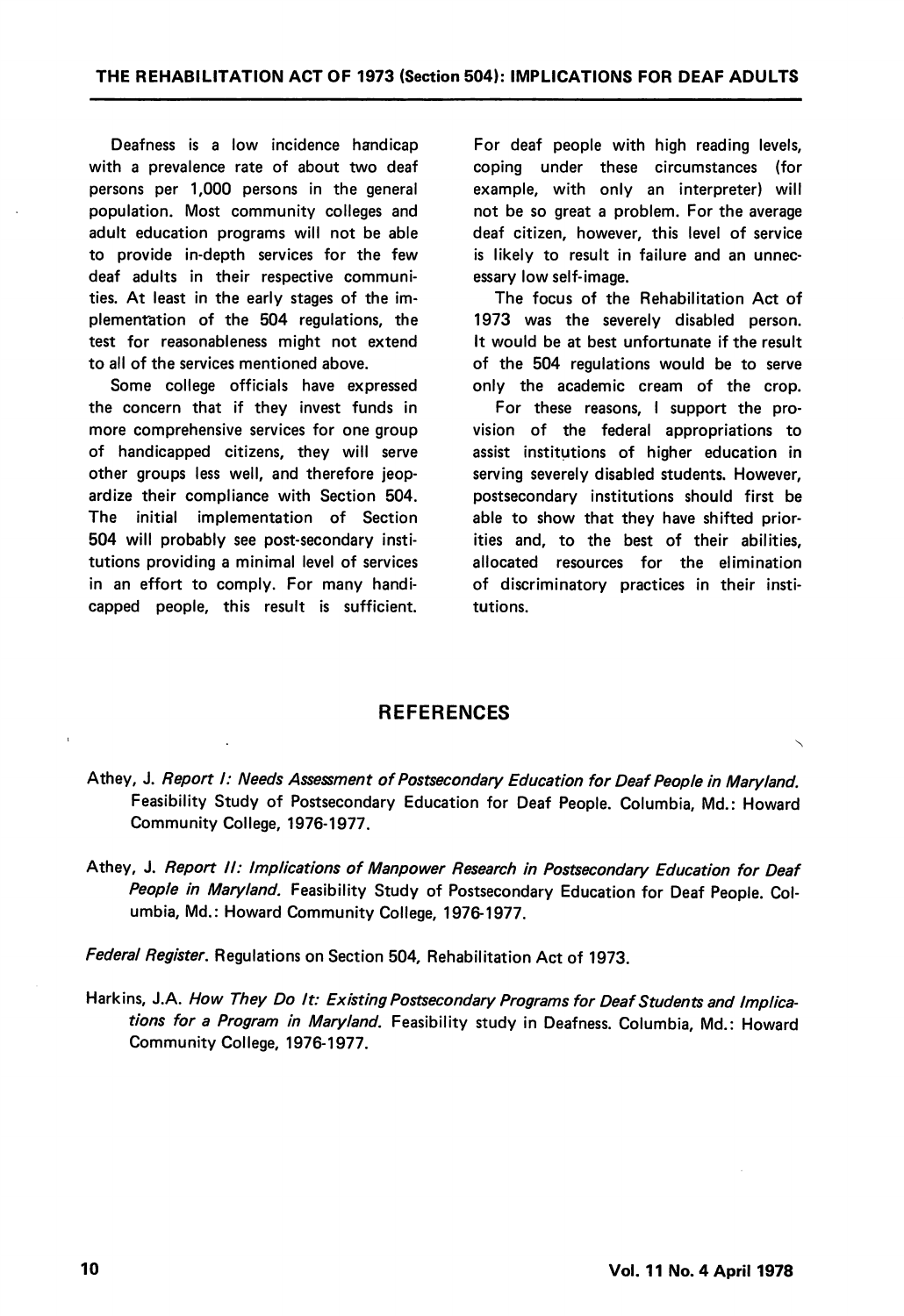Deafness is a low incidence handicap with a prevalence rate of about two deaf persons per 1,000 persons in the general population. Most community colleges and adult education programs will not be able to provide in-depth services for the few deaf adults in their respective communities. At least in the early stages of the implementation of the 504 regulations, the test for reasonableness might not extend to all of the services mentioned above.

Some college officials have expressed the concern that if they invest funds in more comprehensive services for one group of handicapped citizens, they will serve other groups less well, and therefore jeopardize their compliance with Section 504. The initial implementation of Section 504 will probably see post-secondary institutions providing a minimal level of services in an effort to comply. For many handicapped people, this result is sufficient. For deaf people with high reading levels, coping under these circumstances (for example, with only an interpreter) will not be so great a problem. For the average deaf citizen, however, this level of service is likely to result in failure and an unnecessary low self-image.

The focus of the Rehabilitation Act of 1973 was the severely disabled person. It would be at best unfortunate if the result of the 504 regulations would be to serve only the academic cream of the crop.

For these reasons, I support the provision of the federal appropriations to assist institutions of higher education in serving severely disabled students. However, postsecondary institutions should first be able to show that they have shifted priorities and, to the best of their abilities, allocated resources for the elimination of discriminatory practices in their institutions.

## REFERENCES

Athey, J. *Report I: Needs Assessment of Postsecondary Education for Deaf People in Maryland.* Feasibility Study of Postsecondary Education for Deaf People. Columbia, Md.: Howard Community College, 1976-1977.

Athey, J. *Report II: Implications of Manpower Research in Postsecondary Education for Deaf People in Maryland.* Feasibility Study of Postsecondary Education for Deaf People. Columbia, Md.: Howard Community College, 1976-1977.

*Federal Register.* Regulations on Section 504, Rehabilitation Act of 1973.

Harkins, J.A. *How They Do It: Existing Postsecondary Programs for Deaf Students and Implications for a Program in Maryland.* Feasibility study in Deafness. Columbia, Md.: Howard Community College, 1976-1977.